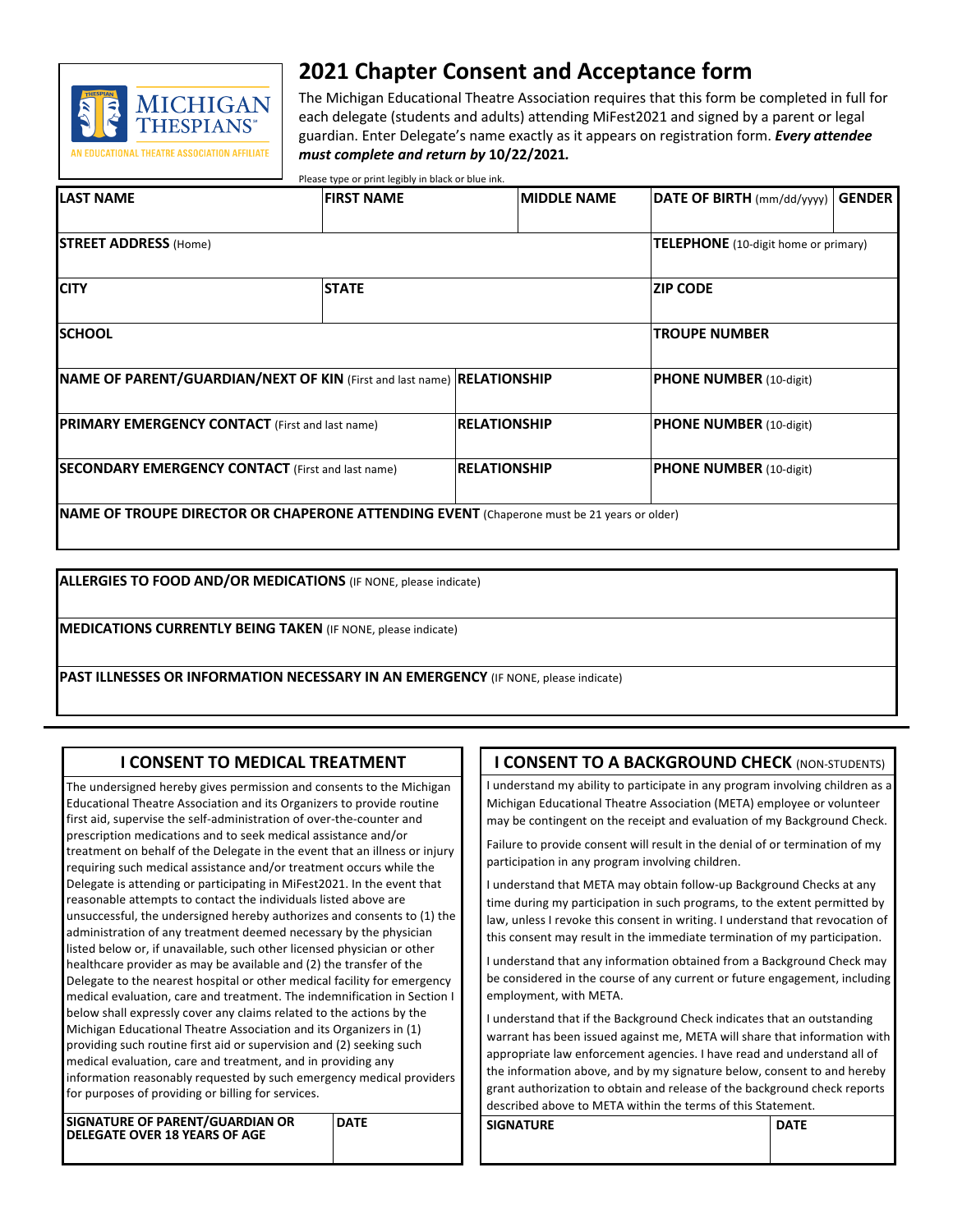MICHIGAN THESPIANS℠
AN EDUCATIONAL THEATRE ASSOCIATION AFFILIATE

# 2021 Chapter Consent and Acceptance form

The Michigan Educational Theatre Association requires that this form be completed in full for each delegate (students and adults) attending MiFest2021 and signed by a parent or legal guardian. Enter Delegate's name exactly as it appears on registration form. ***Every attendee must complete and return by* 10/22/2021*.***

Please type or print legibly in black or blue ink.

| **LAST NAME** | **FIRST NAME** | **MIDDLE NAME** | **DATE OF BIRTH** (mm/dd/yyyy) | **GENDER** |
|---|---|---|---|---|
| | | | | |

| **STREET ADDRESS** (Home) | **TELEPHONE** (10-digit home or primary) |
|---|---|
| | |

| **CITY** | **STATE** | **ZIP CODE** |
|---|---|---|
| | | |

| **SCHOOL** | **TROUPE NUMBER** |
|---|---|
| | |

| **NAME OF PARENT/GUARDIAN/NEXT OF KIN** (First and last name) | **RELATIONSHIP** | **PHONE NUMBER** (10-digit) |
|---|---|---|
| | | |

| **PRIMARY EMERGENCY CONTACT** (First and last name) | **RELATIONSHIP** | **PHONE NUMBER** (10-digit) |
|---|---|---|
| | | |

| **SECONDARY EMERGENCY CONTACT** (First and last name) | **RELATIONSHIP** | **PHONE NUMBER** (10-digit) |
|---|---|---|
| | | |

**NAME OF TROUPE DIRECTOR OR CHAPERONE ATTENDING EVENT** (Chaperone must be 21 years or older)

**ALLERGIES TO FOOD AND/OR MEDICATIONS** (IF NONE, please indicate)

**MEDICATIONS CURRENTLY BEING TAKEN** (IF NONE, please indicate)

**PAST ILLNESSES OR INFORMATION NECESSARY IN AN EMERGENCY** (IF NONE, please indicate)

## I CONSENT TO MEDICAL TREATMENT

The undersigned hereby gives permission and consents to the Michigan Educational Theatre Association and its Organizers to provide routine first aid, supervise the self-administration of over-the-counter and prescription medications and to seek medical assistance and/or treatment on behalf of the Delegate in the event that an illness or injury requiring such medical assistance and/or treatment occurs while the Delegate is attending or participating in MiFest2021. In the event that reasonable attempts to contact the individuals listed above are unsuccessful, the undersigned hereby authorizes and consents to (1) the administration of any treatment deemed necessary by the physician listed below or, if unavailable, such other licensed physician or other healthcare provider as may be available and (2) the transfer of the Delegate to the nearest hospital or other medical facility for emergency medical evaluation, care and treatment. The indemnification in Section I below shall expressly cover any claims related to the actions by the Michigan Educational Theatre Association and its Organizers in (1) providing such routine first aid or supervision and (2) seeking such medical evaluation, care and treatment, and in providing any information reasonably requested by such emergency medical providers for purposes of providing or billing for services.

| **SIGNATURE OF PARENT/GUARDIAN OR DELEGATE OVER 18 YEARS OF AGE** | **DATE** |
|---|---|
| | |

## I CONSENT TO A BACKGROUND CHECK (NON-STUDENTS)

I understand my ability to participate in any program involving children as a Michigan Educational Theatre Association (META) employee or volunteer may be contingent on the receipt and evaluation of my Background Check.

Failure to provide consent will result in the denial of or termination of my participation in any program involving children.

I understand that META may obtain follow-up Background Checks at any time during my participation in such programs, to the extent permitted by law, unless I revoke this consent in writing. I understand that revocation of this consent may result in the immediate termination of my participation.

I understand that any information obtained from a Background Check may be considered in the course of any current or future engagement, including employment, with META.

I understand that if the Background Check indicates that an outstanding warrant has been issued against me, META will share that information with appropriate law enforcement agencies. I have read and understand all of the information above, and by my signature below, consent to and hereby grant authorization to obtain and release of the background check reports described above to META within the terms of this Statement.

| **SIGNATURE** | **DATE** |
|---|---|
| | |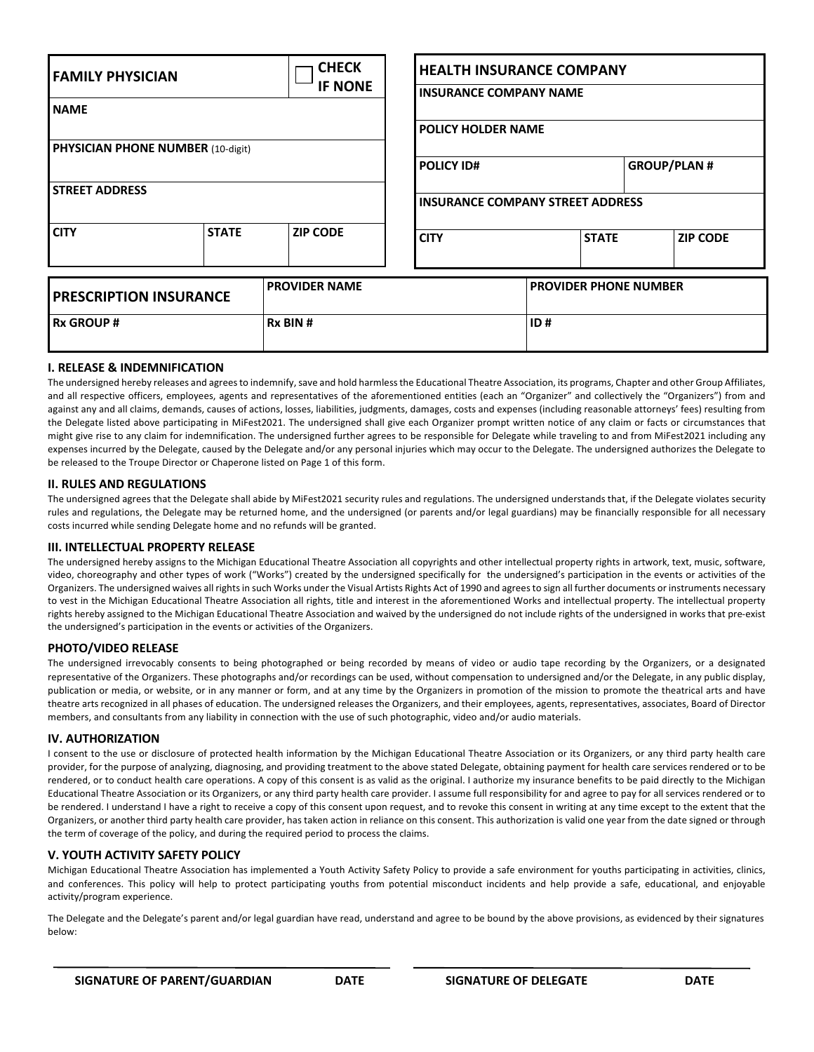| FAMILY PHYSICIAN | | ☐ CHECK IF NONE |
|---|---|---|
| NAME | | |
| PHYSICIAN PHONE NUMBER (10-digit) | | |
| STREET ADDRESS | | |
| CITY | STATE | ZIP CODE |

| HEALTH INSURANCE COMPANY | | |
|---|---|---|
| INSURANCE COMPANY NAME | | |
| POLICY HOLDER NAME | | |
| POLICY ID# | | GROUP/PLAN # |
| INSURANCE COMPANY STREET ADDRESS | | |
| CITY | STATE | ZIP CODE |

| PRESCRIPTION INSURANCE | PROVIDER NAME | PROVIDER PHONE NUMBER |
|---|---|---|
| Rx GROUP # | Rx BIN # | ID # |

## I. RELEASE & INDEMNIFICATION

The undersigned hereby releases and agrees to indemnify, save and hold harmless the Educational Theatre Association, its programs, Chapter and other Group Affiliates, and all respective officers, employees, agents and representatives of the aforementioned entities (each an "Organizer" and collectively the "Organizers") from and against any and all claims, demands, causes of actions, losses, liabilities, judgments, damages, costs and expenses (including reasonable attorneys' fees) resulting from the Delegate listed above participating in MiFest2021. The undersigned shall give each Organizer prompt written notice of any claim or facts or circumstances that might give rise to any claim for indemnification. The undersigned further agrees to be responsible for Delegate while traveling to and from MiFest2021 including any expenses incurred by the Delegate, caused by the Delegate and/or any personal injuries which may occur to the Delegate. The undersigned authorizes the Delegate to be released to the Troupe Director or Chaperone listed on Page 1 of this form.

## II. RULES AND REGULATIONS

The undersigned agrees that the Delegate shall abide by MiFest2021 security rules and regulations. The undersigned understands that, if the Delegate violates security rules and regulations, the Delegate may be returned home, and the undersigned (or parents and/or legal guardians) may be financially responsible for all necessary costs incurred while sending Delegate home and no refunds will be granted.

## III. INTELLECTUAL PROPERTY RELEASE

The undersigned hereby assigns to the Michigan Educational Theatre Association all copyrights and other intellectual property rights in artwork, text, music, software, video, choreography and other types of work ("Works") created by the undersigned specifically for the undersigned's participation in the events or activities of the Organizers. The undersigned waives all rights in such Works under the Visual Artists Rights Act of 1990 and agrees to sign all further documents or instruments necessary to vest in the Michigan Educational Theatre Association all rights, title and interest in the aforementioned Works and intellectual property. The intellectual property rights hereby assigned to the Michigan Educational Theatre Association and waived by the undersigned do not include rights of the undersigned in works that pre-exist the undersigned's participation in the events or activities of the Organizers.

## PHOTO/VIDEO RELEASE

The undersigned irrevocably consents to being photographed or being recorded by means of video or audio tape recording by the Organizers, or a designated representative of the Organizers. These photographs and/or recordings can be used, without compensation to undersigned and/or the Delegate, in any public display, publication or media, or website, or in any manner or form, and at any time by the Organizers in promotion of the mission to promote the theatrical arts and have theatre arts recognized in all phases of education. The undersigned releases the Organizers, and their employees, agents, representatives, associates, Board of Director members, and consultants from any liability in connection with the use of such photographic, video and/or audio materials.

## IV. AUTHORIZATION

I consent to the use or disclosure of protected health information by the Michigan Educational Theatre Association or its Organizers, or any third party health care provider, for the purpose of analyzing, diagnosing, and providing treatment to the above stated Delegate, obtaining payment for health care services rendered or to be rendered, or to conduct health care operations. A copy of this consent is as valid as the original. I authorize my insurance benefits to be paid directly to the Michigan Educational Theatre Association or its Organizers, or any third party health care provider. I assume full responsibility for and agree to pay for all services rendered or to be rendered. I understand I have a right to receive a copy of this consent upon request, and to revoke this consent in writing at any time except to the extent that the Organizers, or another third party health care provider, has taken action in reliance on this consent. This authorization is valid one year from the date signed or through the term of coverage of the policy, and during the required period to process the claims.

## V. YOUTH ACTIVITY SAFETY POLICY

Michigan Educational Theatre Association has implemented a Youth Activity Safety Policy to provide a safe environment for youths participating in activities, clinics, and conferences. This policy will help to protect participating youths from potential misconduct incidents and help provide a safe, educational, and enjoyable activity/program experience.

The Delegate and the Delegate's parent and/or legal guardian have read, understand and agree to be bound by the above provisions, as evidenced by their signatures below:

| SIGNATURE OF PARENT/GUARDIAN | DATE | SIGNATURE OF DELEGATE | DATE |
|---|---|---|---|